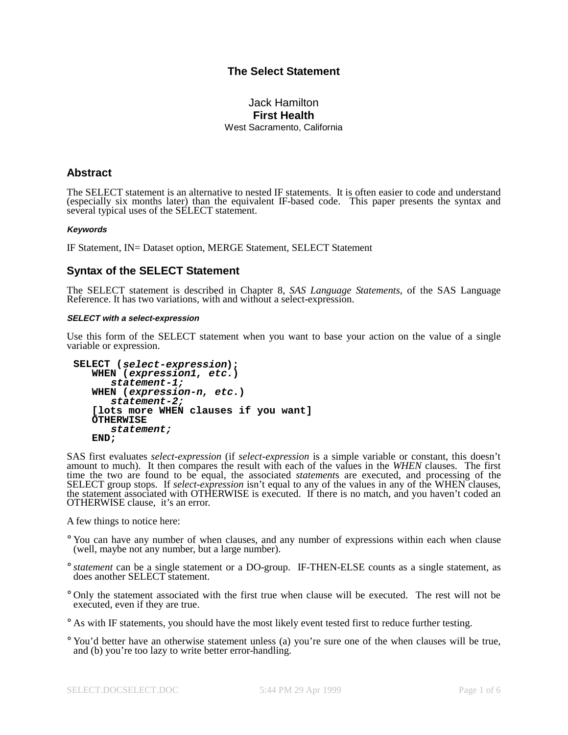# The Select Statement

Jack Hamilton
**First Health**
West Sacramento, California

## Abstract

The SELECT statement is an alternative to nested IF statements. It is often easier to code and understand (especially six months later) than the equivalent IF-based code. This paper presents the syntax and several typical uses of the SELECT statement.

#### *Keywords*

IF Statement, IN= Dataset option, MERGE Statement, SELECT Statement

## Syntax of the SELECT Statement

The SELECT statement is described in Chapter 8, *SAS Language Statements*, of the SAS Language Reference. It has two variations, with and without a select-expression.

#### *SELECT with a select-expression*

Use this form of the SELECT statement when you want to base your action on the value of a single variable or expression.

```
SELECT (select-expression);
   WHEN (expression1, etc.)
      statement-1;
   WHEN (expression-n, etc.)
      statement-2;
   [lots more WHEN clauses if you want]
   OTHERWISE
      statement;
   END;
```

SAS first evaluates *select-expression* (if *select-expression* is a simple variable or constant, this doesn't amount to much). It then compares the result with each of the values in the *WHEN* clauses. The first time the two are found to be equal, the associated *statement*s are executed, and processing of the SELECT group stops. If *select-expression* isn't equal to any of the values in any of the WHEN clauses, the statement associated with OTHERWISE is executed. If there is no match, and you haven't coded an OTHERWISE clause, it's an error.

A few things to notice here:

- You can have any number of when clauses, and any number of expressions within each when clause (well, maybe not any number, but a large number).
- *statement* can be a single statement or a DO-group. IF-THEN-ELSE counts as a single statement, as does another SELECT statement.
- Only the statement associated with the first true when clause will be executed. The rest will not be executed, even if they are true.
- As with IF statements, you should have the most likely event tested first to reduce further testing.
- You'd better have an otherwise statement unless (a) you're sure one of the when clauses will be true, and (b) you're too lazy to write better error-handling.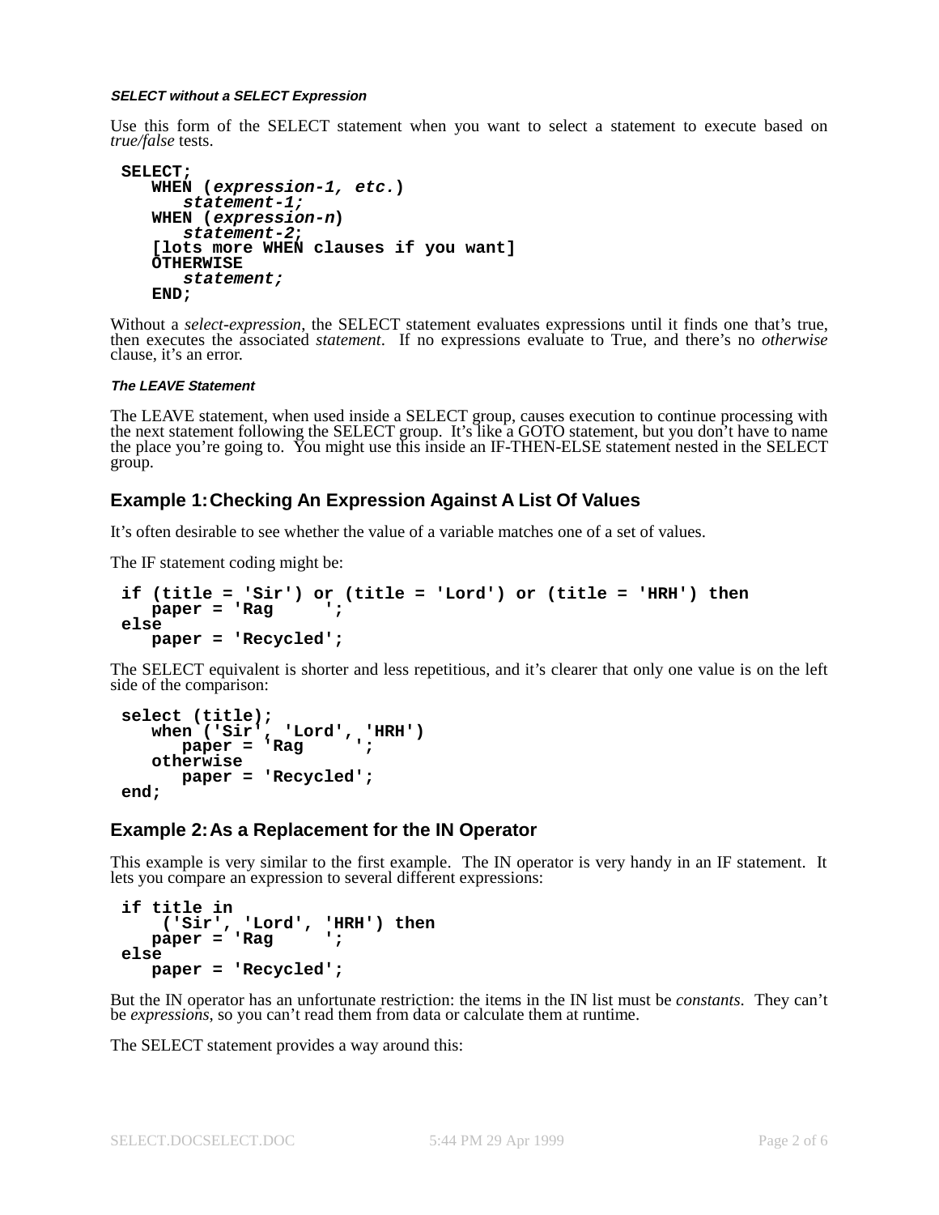#### *SELECT without a SELECT Expression*

Use this form of the SELECT statement when you want to select a statement to execute based on *true/false* tests.

```
SELECT;
   WHEN (expression-1, etc.)
      statement-1;
   WHEN (expression-n)
      statement-2;
   [lots more WHEN clauses if you want]
   OTHERWISE
      statement;
   END;
```

Without a *select-expression*, the SELECT statement evaluates expressions until it finds one that's true, then executes the associated *statement*. If no expressions evaluate to True, and there's no *otherwise* clause, it's an error.

#### *The LEAVE Statement*

The LEAVE statement, when used inside a SELECT group, causes execution to continue processing with the next statement following the SELECT group. It's like a GOTO statement, but you don't have to name the place you're going to. You might use this inside an IF-THEN-ELSE statement nested in the SELECT group.

## Example 1: Checking An Expression Against A List Of Values

It's often desirable to see whether the value of a variable matches one of a set of values.

The IF statement coding might be:

```
if (title = 'Sir') or (title = 'Lord') or (title = 'HRH') then
   paper = 'Rag     ';
else
   paper = 'Recycled';
```

The SELECT equivalent is shorter and less repetitious, and it's clearer that only one value is on the left side of the comparison:

```
select (title);
   when ('Sir', 'Lord', 'HRH')
      paper = 'Rag     ';
   otherwise
      paper = 'Recycled';
end;
```

## Example 2: As a Replacement for the IN Operator

This example is very similar to the first example. The IN operator is very handy in an IF statement. It lets you compare an expression to several different expressions:

```
if title in
    ('Sir', 'Lord', 'HRH') then
   paper = 'Rag     ';
else
   paper = 'Recycled';
```

But the IN operator has an unfortunate restriction: the items in the IN list must be *constants*. They can't be *expressions*, so you can't read them from data or calculate them at runtime.

The SELECT statement provides a way around this: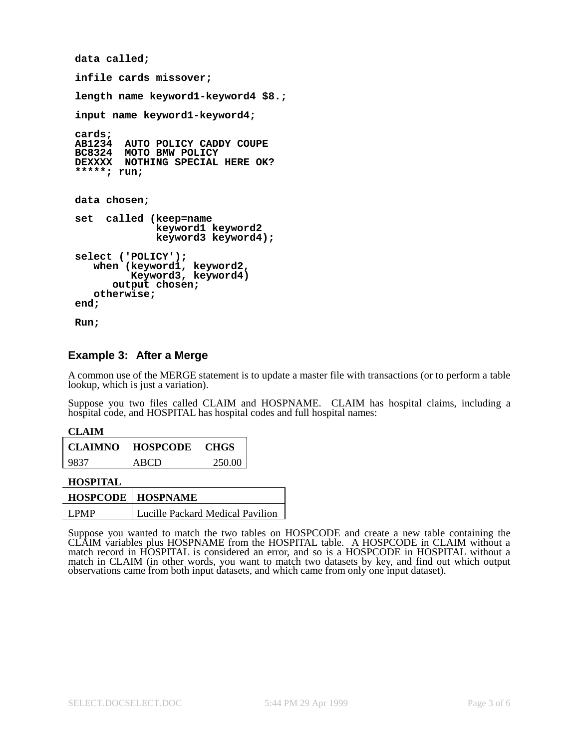```
data called;

infile cards missover;

length name keyword1-keyword4 $8.;

input name keyword1-keyword4;

cards;
AB1234  AUTO POLICY CADDY COUPE
BC8324  MOTO BMW POLICY
DEXXXX  NOTHING SPECIAL HERE OK?
*****; run;


data chosen;

set  called (keep=name
             keyword1 keyword2
             keyword3 keyword4);

select ('POLICY');
   when (keyword1, keyword2,
         Keyword3, keyword4)
      output chosen;
   otherwise;
end;

Run;
```

### Example 3: After a Merge

A common use of the MERGE statement is to update a master file with transactions (or to perform a table lookup, which is just a variation).

Suppose you two files called CLAIM and HOSPNAME. CLAIM has hospital claims, including a hospital code, and HOSPITAL has hospital codes and full hospital names:

**CLAIM**

| CLAIMNO | HOSPCODE | CHGS |
|---|---|---|
| 9837 | ABCD | 250.00 |

**HOSPITAL**

| HOSPCODE | HOSPNAME |
|---|---|
| LPMP | Lucille Packard Medical Pavilion |

Suppose you wanted to match the two tables on HOSPCODE and create a new table containing the CLAIM variables plus HOSPNAME from the HOSPITAL table. A HOSPCODE in CLAIM without a match record in HOSPITAL is considered an error, and so is a HOSPCODE in HOSPITAL without a match in CLAIM (in other words, you want to match two datasets by key, and find out which output observations came from both input datasets, and which came from only one input dataset).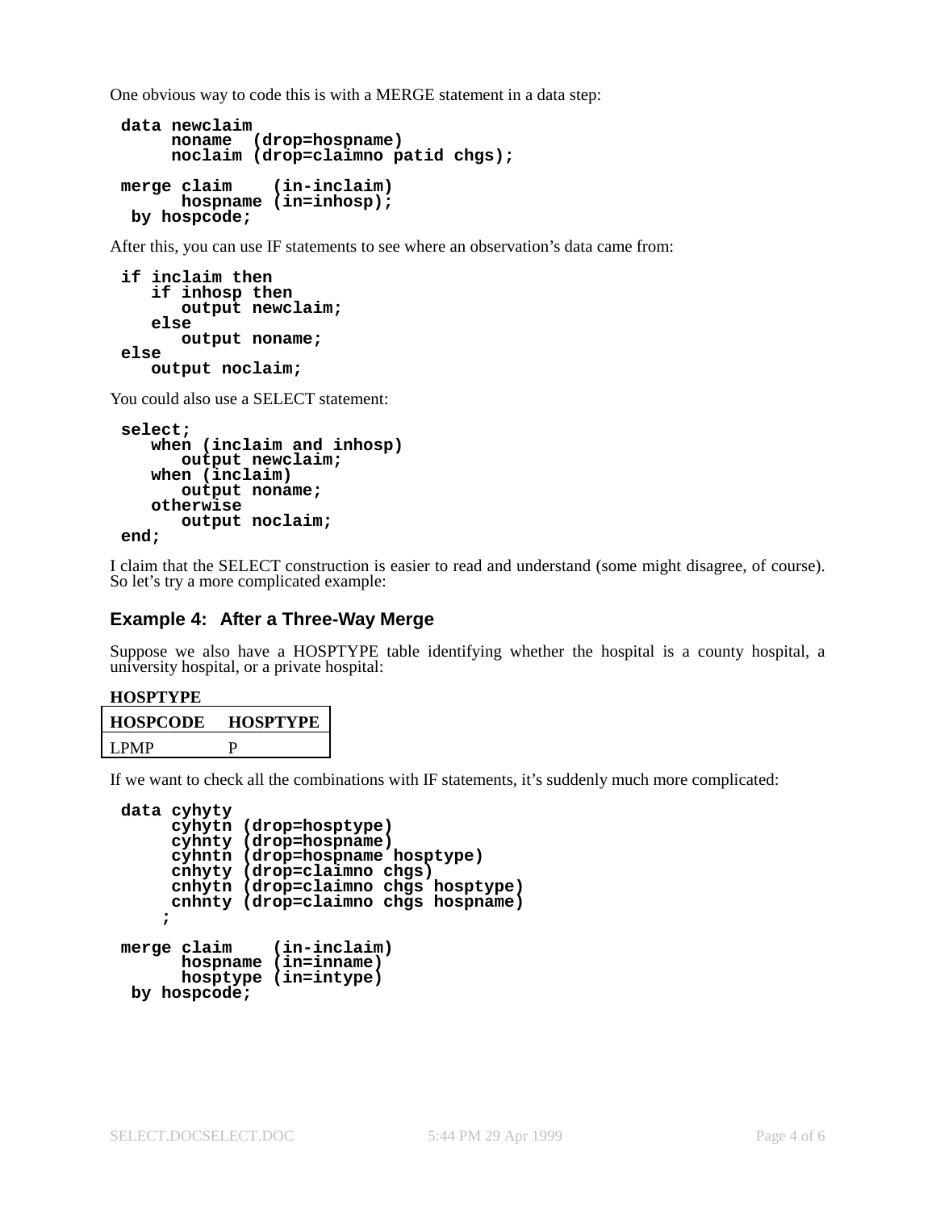One obvious way to code this is with a MERGE statement in a data step:

```
data newclaim
     noname  (drop=hospname)
     noclaim (drop=claimno patid chgs);

merge claim    (in-inclaim)
      hospname (in=inhosp);
 by hospcode;
```

After this, you can use IF statements to see where an observation's data came from:

```
if inclaim then
   if inhosp then
      output newclaim;
   else
      output noname;
else
   output noclaim;
```

You could also use a SELECT statement:

```
select;
   when (inclaim and inhosp)
      output newclaim;
   when (inclaim)
      output noname;
   otherwise
      output noclaim;
end;
```

I claim that the SELECT construction is easier to read and understand (some might disagree, of course). So let's try a more complicated example:

### Example 4: After a Three-Way Merge

Suppose we also have a HOSPTYPE table identifying whether the hospital is a county hospital, a university hospital, or a private hospital:

**HOSPTYPE**

| HOSPCODE | HOSPTYPE |
|---|---|
| LPMP | P |

If we want to check all the combinations with IF statements, it's suddenly much more complicated:

```
data cyhyty
     cyhytn (drop=hosptype)
     cyhnty (drop=hospname)
     cyhntn (drop=hospname hosptype)
     cnhyty (drop=claimno chgs)
     cnhytn (drop=claimno chgs hosptype)
     cnhnty (drop=claimno chgs hospname)
    ;

merge claim    (in-inclaim)
      hospname (in=inname)
      hosptype (in=intype)
 by hospcode;
```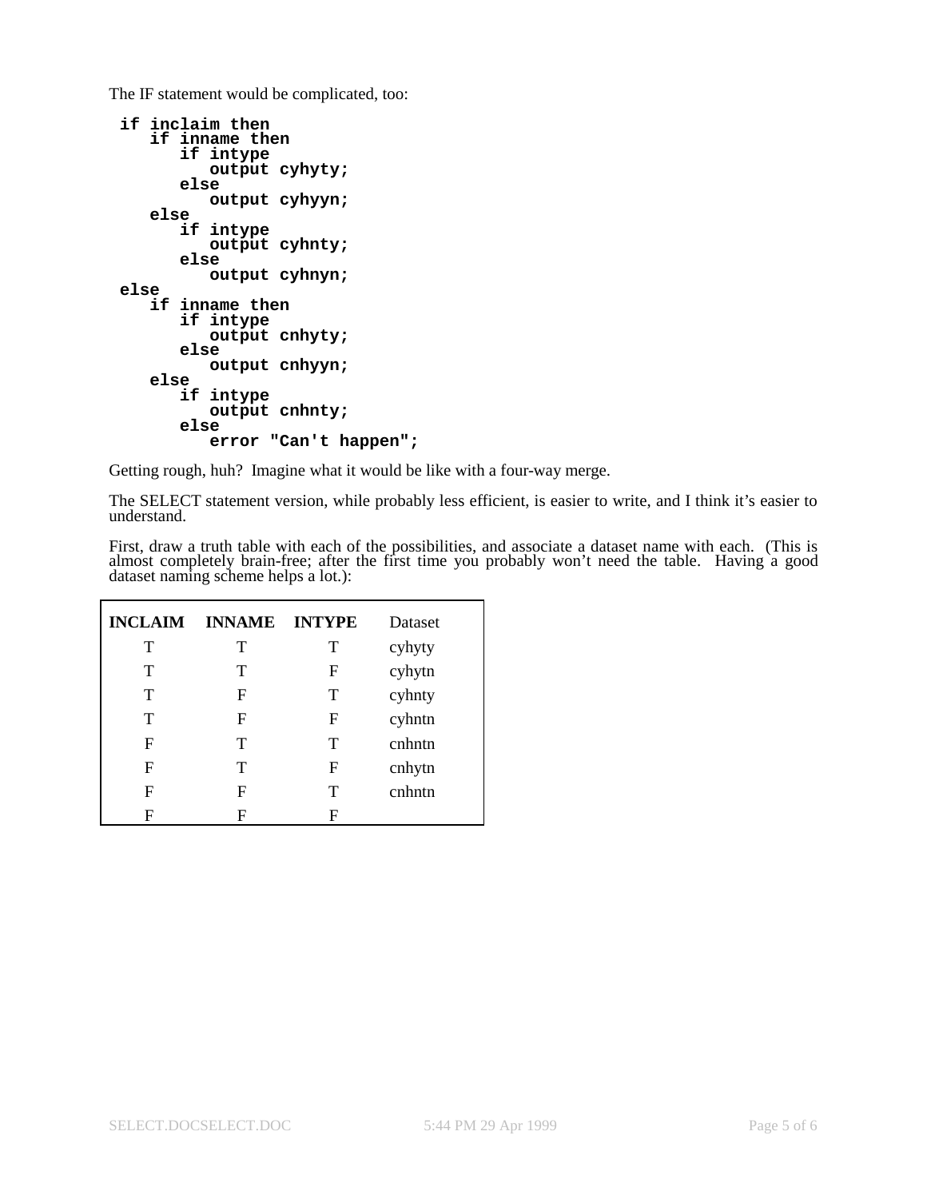The IF statement would be complicated, too:

```
if inclaim then
   if inname then
      if intype
         output cyhyty;
      else
         output cyhyyn;
   else
      if intype
         output cyhnty;
      else
         output cyhnyn;
else
   if inname then
      if intype
         output cnhyty;
      else
         output cnhyyn;
   else
      if intype
         output cnhnty;
      else
         error "Can't happen";
```

Getting rough, huh? Imagine what it would be like with a four-way merge.

The SELECT statement version, while probably less efficient, is easier to write, and I think it's easier to understand.

First, draw a truth table with each of the possibilities, and associate a dataset name with each. (This is almost completely brain-free; after the first time you probably won't need the table. Having a good dataset naming scheme helps a lot.):

| INCLAIM | INNAME | INTYPE | Dataset |
|---|---|---|---|
| T | T | T | cyhyty |
| T | T | F | cyhytn |
| T | F | T | cyhnty |
| T | F | F | cyhntn |
| F | T | T | cnhntn |
| F | T | F | cnhytn |
| F | F | T | cnhntn |
| F | F | F | |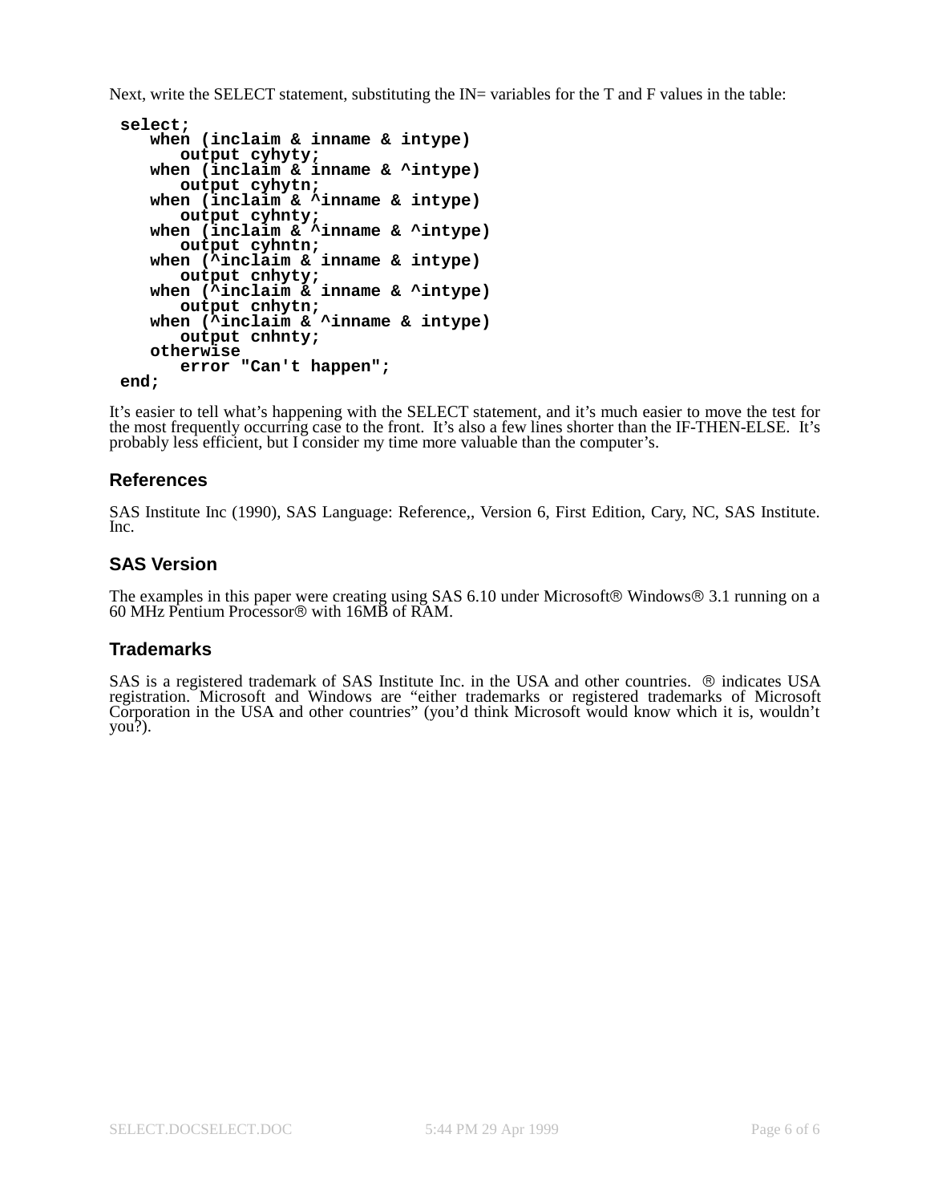Next, write the SELECT statement, substituting the IN= variables for the T and F values in the table:

```
select;
   when (inclaim & inname & intype)
      output cyhyty;
   when (inclaim & inname & ^intype)
      output cyhytn;
   when (inclaim & ^inname & intype)
      output cyhnty;
   when (inclaim & ^inname & ^intype)
      output cyhntn;
   when (^inclaim & inname & intype)
      output cnhyty;
   when (^inclaim & inname & ^intype)
      output cnhytn;
   when (^inclaim & ^inname & intype)
      output cnhnty;
   otherwise
      error "Can't happen";
end;
```

It's easier to tell what's happening with the SELECT statement, and it's much easier to move the test for the most frequently occurring case to the front. It's also a few lines shorter than the IF-THEN-ELSE. It's probably less efficient, but I consider my time more valuable than the computer's.

### References

SAS Institute Inc (1990), SAS Language: Reference,, Version 6, First Edition, Cary, NC, SAS Institute. Inc.

### SAS Version

The examples in this paper were creating using SAS 6.10 under Microsoft® Windows® 3.1 running on a 60 MHz Pentium Processor® with 16MB of RAM.

### Trademarks

SAS is a registered trademark of SAS Institute Inc. in the USA and other countries. ® indicates USA registration. Microsoft and Windows are "either trademarks or registered trademarks of Microsoft Corporation in the USA and other countries" (you'd think Microsoft would know which it is, wouldn't you?).